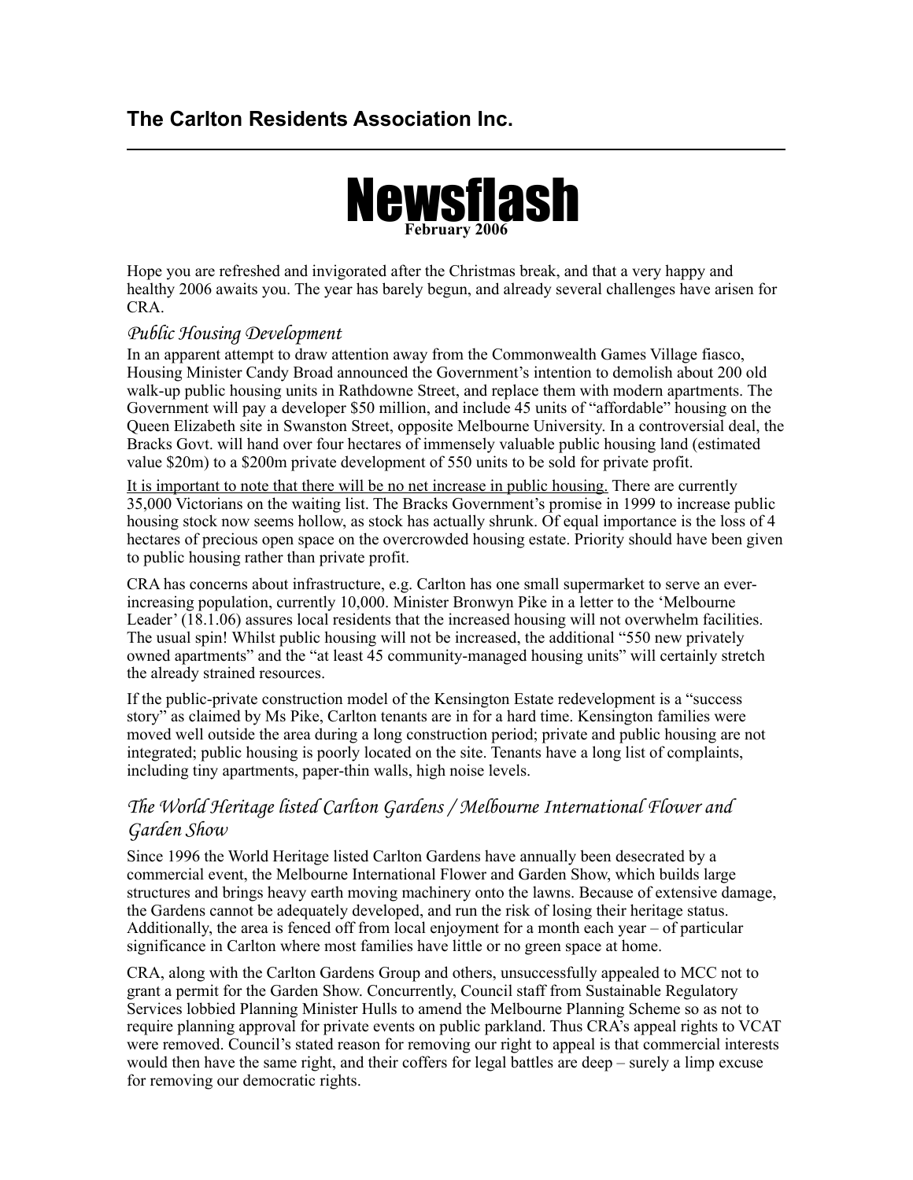## The Carlton Residents Association Inc.

---

# Newsflash

**February 2006**

Hope you are refreshed and invigorated after the Christmas break, and that a very happy and healthy 2006 awaits you. The year has barely begun, and already several challenges have arisen for CRA.

### *Public Housing Development*

In an apparent attempt to draw attention away from the Commonwealth Games Village fiasco, Housing Minister Candy Broad announced the Government's intention to demolish about 200 old walk-up public housing units in Rathdowne Street, and replace them with modern apartments. The Government will pay a developer $50 million, and include 45 units of "affordable" housing on the Queen Elizabeth site in Swanston Street, opposite Melbourne University. In a controversial deal, the Bracks Govt. will hand over four hectares of immensely valuable public housing land (estimated value $20m) to a $200m private development of 550 units to be sold for private profit.

<u>It is important to note that there will be no net increase in public housing.</u> There are currently 35,000 Victorians on the waiting list. The Bracks Government's promise in 1999 to increase public housing stock now seems hollow, as stock has actually shrunk. Of equal importance is the loss of 4 hectares of precious open space on the overcrowded housing estate. Priority should have been given to public housing rather than private profit.

CRA has concerns about infrastructure, e.g. Carlton has one small supermarket to serve an ever-increasing population, currently 10,000. Minister Bronwyn Pike in a letter to the 'Melbourne Leader' (18.1.06) assures local residents that the increased housing will not overwhelm facilities. The usual spin! Whilst public housing will not be increased, the additional "550 new privately owned apartments" and the "at least 45 community-managed housing units" will certainly stretch the already strained resources.

If the public-private construction model of the Kensington Estate redevelopment is a "success story" as claimed by Ms Pike, Carlton tenants are in for a hard time. Kensington families were moved well outside the area during a long construction period; private and public housing are not integrated; public housing is poorly located on the site. Tenants have a long list of complaints, including tiny apartments, paper-thin walls, high noise levels.

### *The World Heritage listed Carlton Gardens / Melbourne International Flower and Garden Show*

Since 1996 the World Heritage listed Carlton Gardens have annually been desecrated by a commercial event, the Melbourne International Flower and Garden Show, which builds large structures and brings heavy earth moving machinery onto the lawns. Because of extensive damage, the Gardens cannot be adequately developed, and run the risk of losing their heritage status. Additionally, the area is fenced off from local enjoyment for a month each year – of particular significance in Carlton where most families have little or no green space at home.

CRA, along with the Carlton Gardens Group and others, unsuccessfully appealed to MCC not to grant a permit for the Garden Show. Concurrently, Council staff from Sustainable Regulatory Services lobbied Planning Minister Hulls to amend the Melbourne Planning Scheme so as not to require planning approval for private events on public parkland. Thus CRA's appeal rights to VCAT were removed. Council's stated reason for removing our right to appeal is that commercial interests would then have the same right, and their coffers for legal battles are deep – surely a limp excuse for removing our democratic rights.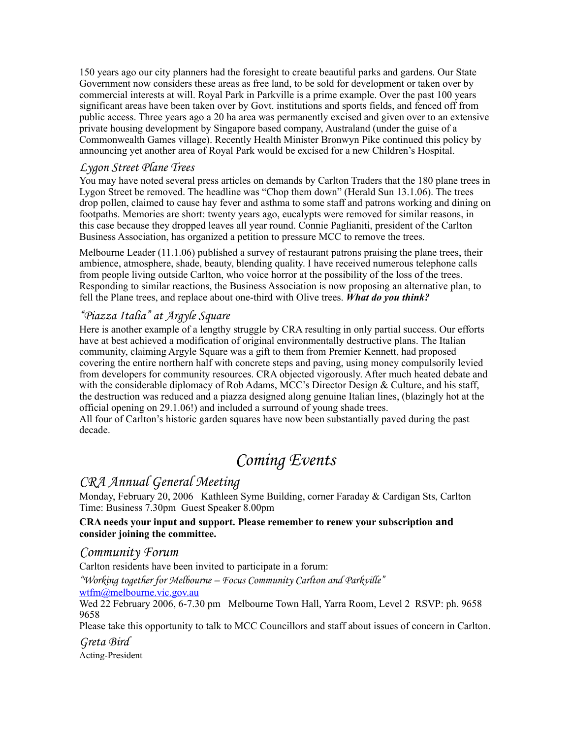150 years ago our city planners had the foresight to create beautiful parks and gardens. Our State Government now considers these areas as free land, to be sold for development or taken over by commercial interests at will. Royal Park in Parkville is a prime example. Over the past 100 years significant areas have been taken over by Govt. institutions and sports fields, and fenced off from public access. Three years ago a 20 ha area was permanently excised and given over to an extensive private housing development by Singapore based company, Australand (under the guise of a Commonwealth Games village). Recently Health Minister Bronwyn Pike continued this policy by announcing yet another area of Royal Park would be excised for a new Children's Hospital.

### *Lygon Street Plane Trees*

You may have noted several press articles on demands by Carlton Traders that the 180 plane trees in Lygon Street be removed. The headline was "Chop them down" (Herald Sun 13.1.06). The trees drop pollen, claimed to cause hay fever and asthma to some staff and patrons working and dining on footpaths. Memories are short: twenty years ago, eucalypts were removed for similar reasons, in this case because they dropped leaves all year round. Connie Paglianiti, president of the Carlton Business Association, has organized a petition to pressure MCC to remove the trees.

Melbourne Leader (11.1.06) published a survey of restaurant patrons praising the plane trees, their ambience, atmosphere, shade, beauty, blending quality. I have received numerous telephone calls from people living outside Carlton, who voice horror at the possibility of the loss of the trees. Responding to similar reactions, the Business Association is now proposing an alternative plan, to fell the Plane trees, and replace about one-third with Olive trees. ***What do you think?***

### *"Piazza Italia" at Argyle Square*

Here is another example of a lengthy struggle by CRA resulting in only partial success. Our efforts have at best achieved a modification of original environmentally destructive plans. The Italian community, claiming Argyle Square was a gift to them from Premier Kennett, had proposed covering the entire northern half with concrete steps and paving, using money compulsorily levied from developers for community resources. CRA objected vigorously. After much heated debate and with the considerable diplomacy of Rob Adams, MCC's Director Design & Culture, and his staff, the destruction was reduced and a piazza designed along genuine Italian lines, (blazingly hot at the official opening on 29.1.06!) and included a surround of young shade trees.
All four of Carlton's historic garden squares have now been substantially paved during the past decade.

# *Coming Events*

## *CRA Annual General Meeting*

Monday, February 20, 2006   Kathleen Syme Building, corner Faraday & Cardigan Sts, Carlton
Time: Business 7.30pm  Guest Speaker 8.00pm

**CRA needs your input and support. Please remember to renew your subscription and consider joining the committee.**

## *Community Forum*

Carlton residents have been invited to participate in a forum:

*"Working together for Melbourne – Focus Community Carlton and Parkville"*
wtfm@melbourne.vic.gov.au
Wed 22 February 2006, 6-7.30 pm   Melbourne Town Hall, Yarra Room, Level 2  RSVP: ph. 9658 9658
Please take this opportunity to talk to MCC Councillors and staff about issues of concern in Carlton.

*Greta Bird*
Acting-President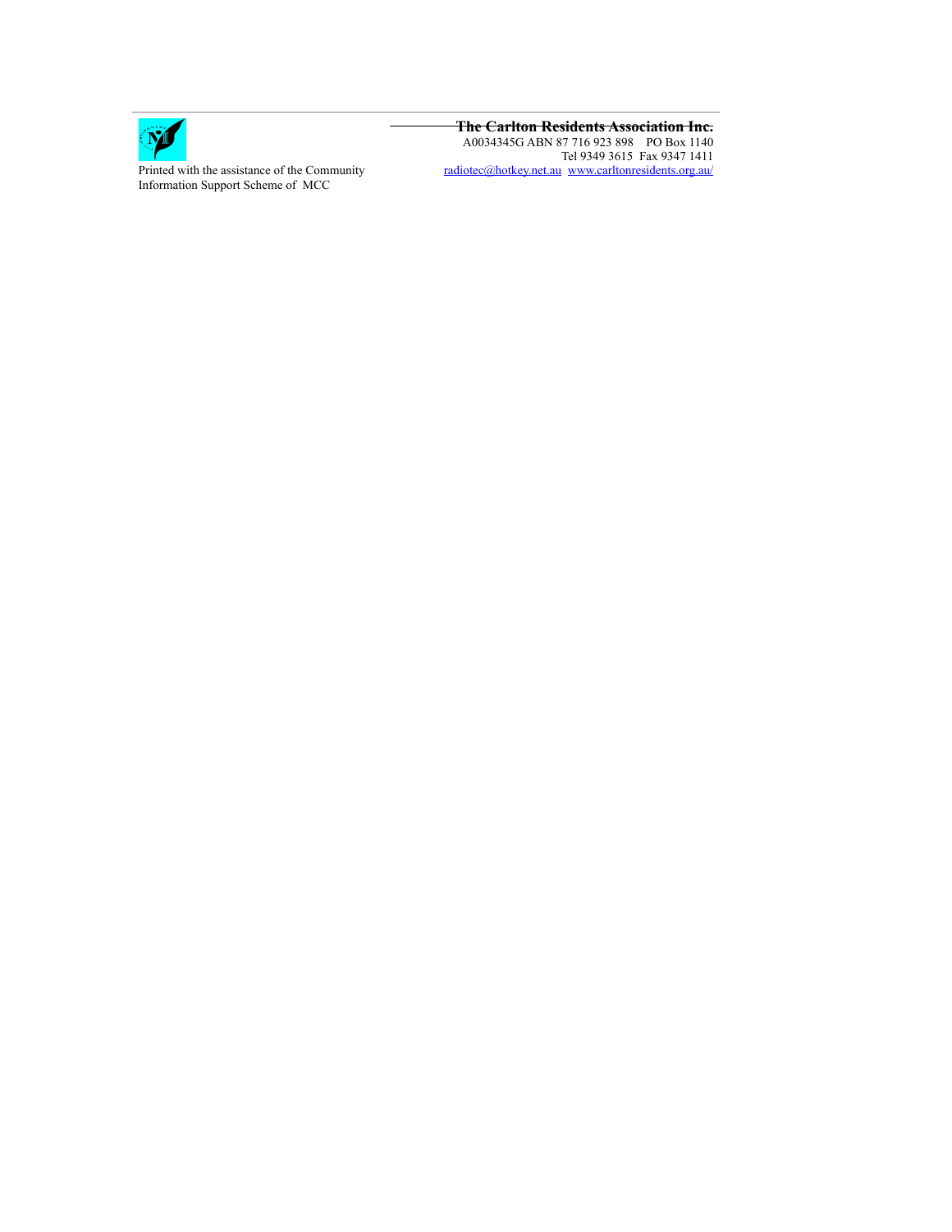Printed with the assistance of the Community Information Support Scheme of MCC

**The Carlton Residents Association Inc.**
A0034345G ABN 87 716 923 898 PO Box 1140
Tel 9349 3615 Fax 9347 1411
radiotec@hotkey.net.au www.carltonresidents.org.au/